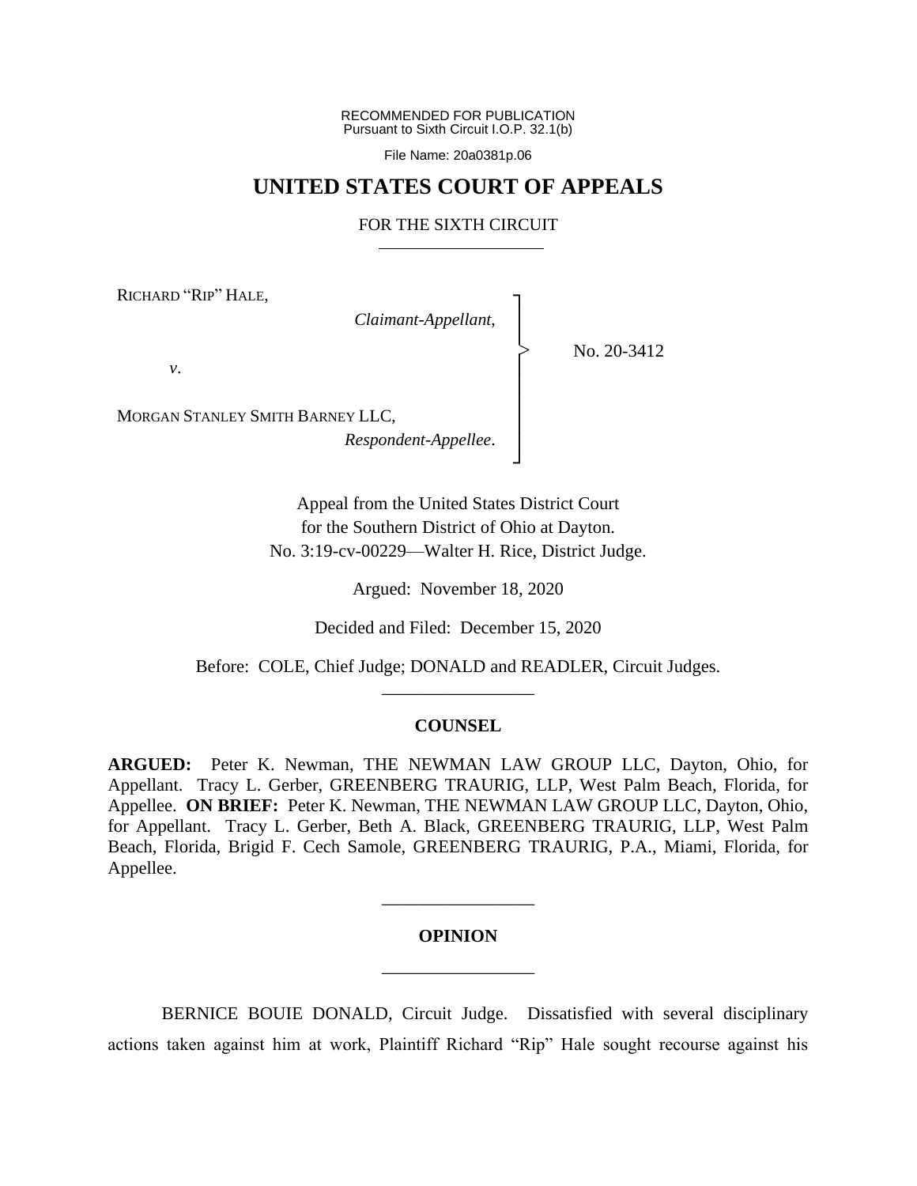RECOMMENDED FOR PUBLICATION
Pursuant to Sixth Circuit I.O.P. 32.1(b)

File Name: 20a0381p.06

# UNITED STATES COURT OF APPEALS

## FOR THE SIXTH CIRCUIT

RICHARD "RIP" HALE,
*Claimant-Appellant*,

*v*.

MORGAN STANLEY SMITH BARNEY LLC,
*Respondent-Appellee*.

No. 20-3412

Appeal from the United States District Court
for the Southern District of Ohio at Dayton.
No. 3:19-cv-00229—Walter H. Rice, District Judge.

Argued: November 18, 2020

Decided and Filed: December 15, 2020

Before: COLE, Chief Judge; DONALD and READLER, Circuit Judges.

---

## COUNSEL

**ARGUED:** Peter K. Newman, THE NEWMAN LAW GROUP LLC, Dayton, Ohio, for Appellant. Tracy L. Gerber, GREENBERG TRAURIG, LLP, West Palm Beach, Florida, for Appellee. **ON BRIEF:** Peter K. Newman, THE NEWMAN LAW GROUP LLC, Dayton, Ohio, for Appellant. Tracy L. Gerber, Beth A. Black, GREENBERG TRAURIG, LLP, West Palm Beach, Florida, Brigid F. Cech Samole, GREENBERG TRAURIG, P.A., Miami, Florida, for Appellee.

---

## OPINION

---

BERNICE BOUIE DONALD, Circuit Judge. Dissatisfied with several disciplinary actions taken against him at work, Plaintiff Richard "Rip" Hale sought recourse against his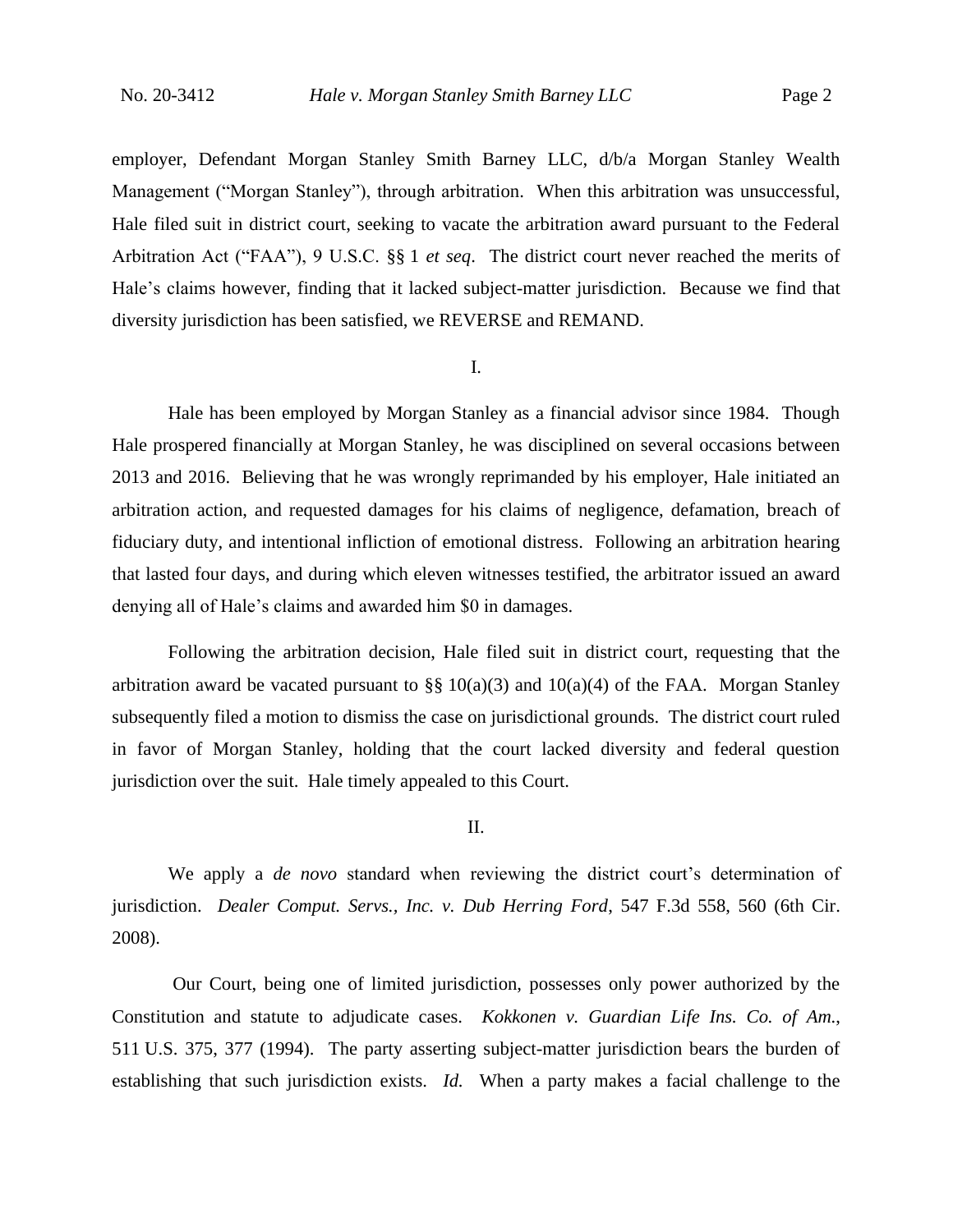employer, Defendant Morgan Stanley Smith Barney LLC, d/b/a Morgan Stanley Wealth Management ("Morgan Stanley"), through arbitration. When this arbitration was unsuccessful, Hale filed suit in district court, seeking to vacate the arbitration award pursuant to the Federal Arbitration Act ("FAA"), 9 U.S.C. §§ 1 *et seq*. The district court never reached the merits of Hale's claims however, finding that it lacked subject-matter jurisdiction. Because we find that diversity jurisdiction has been satisfied, we REVERSE and REMAND.

I.

Hale has been employed by Morgan Stanley as a financial advisor since 1984. Though Hale prospered financially at Morgan Stanley, he was disciplined on several occasions between 2013 and 2016. Believing that he was wrongly reprimanded by his employer, Hale initiated an arbitration action, and requested damages for his claims of negligence, defamation, breach of fiduciary duty, and intentional infliction of emotional distress. Following an arbitration hearing that lasted four days, and during which eleven witnesses testified, the arbitrator issued an award denying all of Hale's claims and awarded him $0 in damages.

Following the arbitration decision, Hale filed suit in district court, requesting that the arbitration award be vacated pursuant to §§ 10(a)(3) and 10(a)(4) of the FAA. Morgan Stanley subsequently filed a motion to dismiss the case on jurisdictional grounds. The district court ruled in favor of Morgan Stanley, holding that the court lacked diversity and federal question jurisdiction over the suit. Hale timely appealed to this Court.

II.

We apply a *de novo* standard when reviewing the district court's determination of jurisdiction. *Dealer Comput. Servs., Inc. v. Dub Herring Ford*, 547 F.3d 558, 560 (6th Cir. 2008).

Our Court, being one of limited jurisdiction, possesses only power authorized by the Constitution and statute to adjudicate cases. *Kokkonen v. Guardian Life Ins. Co. of Am.*, 511 U.S. 375, 377 (1994). The party asserting subject-matter jurisdiction bears the burden of establishing that such jurisdiction exists. *Id.* When a party makes a facial challenge to the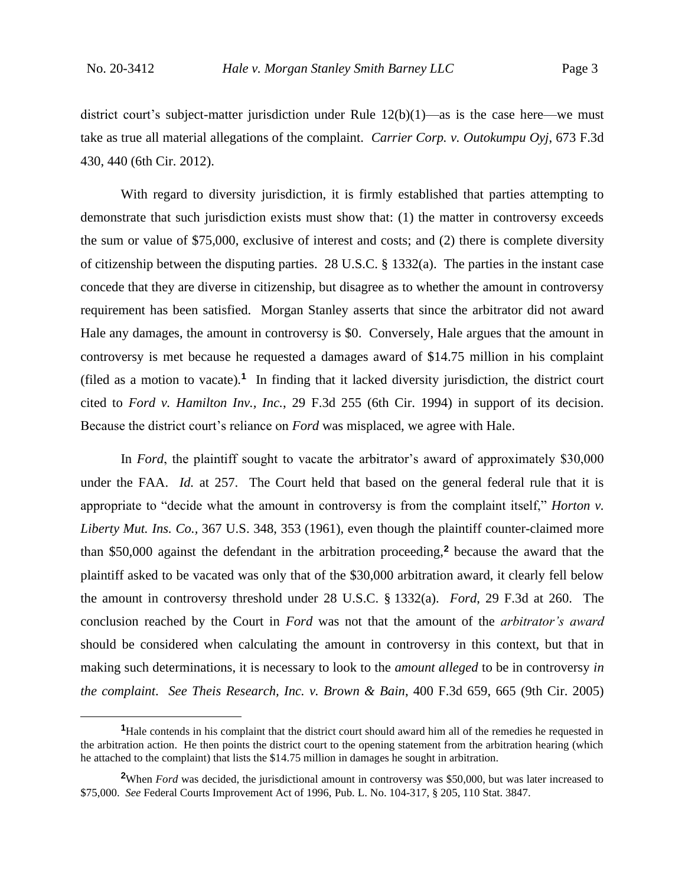district court's subject-matter jurisdiction under Rule 12(b)(1)—as is the case here—we must take as true all material allegations of the complaint. *Carrier Corp. v. Outokumpu Oyj*, 673 F.3d 430, 440 (6th Cir. 2012).

With regard to diversity jurisdiction, it is firmly established that parties attempting to demonstrate that such jurisdiction exists must show that: (1) the matter in controversy exceeds the sum or value of $75,000, exclusive of interest and costs; and (2) there is complete diversity of citizenship between the disputing parties. 28 U.S.C. § 1332(a). The parties in the instant case concede that they are diverse in citizenship, but disagree as to whether the amount in controversy requirement has been satisfied. Morgan Stanley asserts that since the arbitrator did not award Hale any damages, the amount in controversy is $0. Conversely, Hale argues that the amount in controversy is met because he requested a damages award of $14.75 million in his complaint (filed as a motion to vacate).[1] In finding that it lacked diversity jurisdiction, the district court cited to *Ford v. Hamilton Inv., Inc.*, 29 F.3d 255 (6th Cir. 1994) in support of its decision. Because the district court's reliance on *Ford* was misplaced, we agree with Hale.

In *Ford*, the plaintiff sought to vacate the arbitrator's award of approximately $30,000 under the FAA. *Id.* at 257. The Court held that based on the general federal rule that it is appropriate to "decide what the amount in controversy is from the complaint itself," *Horton v. Liberty Mut. Ins. Co.*, 367 U.S. 348, 353 (1961), even though the plaintiff counter-claimed more than $50,000 against the defendant in the arbitration proceeding,[2] because the award that the plaintiff asked to be vacated was only that of the $30,000 arbitration award, it clearly fell below the amount in controversy threshold under 28 U.S.C. § 1332(a). *Ford*, 29 F.3d at 260. The conclusion reached by the Court in *Ford* was not that the amount of the *arbitrator's award* should be considered when calculating the amount in controversy in this context, but that in making such determinations, it is necessary to look to the *amount alleged* to be in controversy *in the complaint*. *See Theis Research, Inc. v. Brown & Bain*, 400 F.3d 659, 665 (9th Cir. 2005)

---

[1] Hale contends in his complaint that the district court should award him all of the remedies he requested in the arbitration action. He then points the district court to the opening statement from the arbitration hearing (which he attached to the complaint) that lists the $14.75 million in damages he sought in arbitration.

[2] When *Ford* was decided, the jurisdictional amount in controversy was $50,000, but was later increased to $75,000. *See* Federal Courts Improvement Act of 1996, Pub. L. No. 104-317, § 205, 110 Stat. 3847.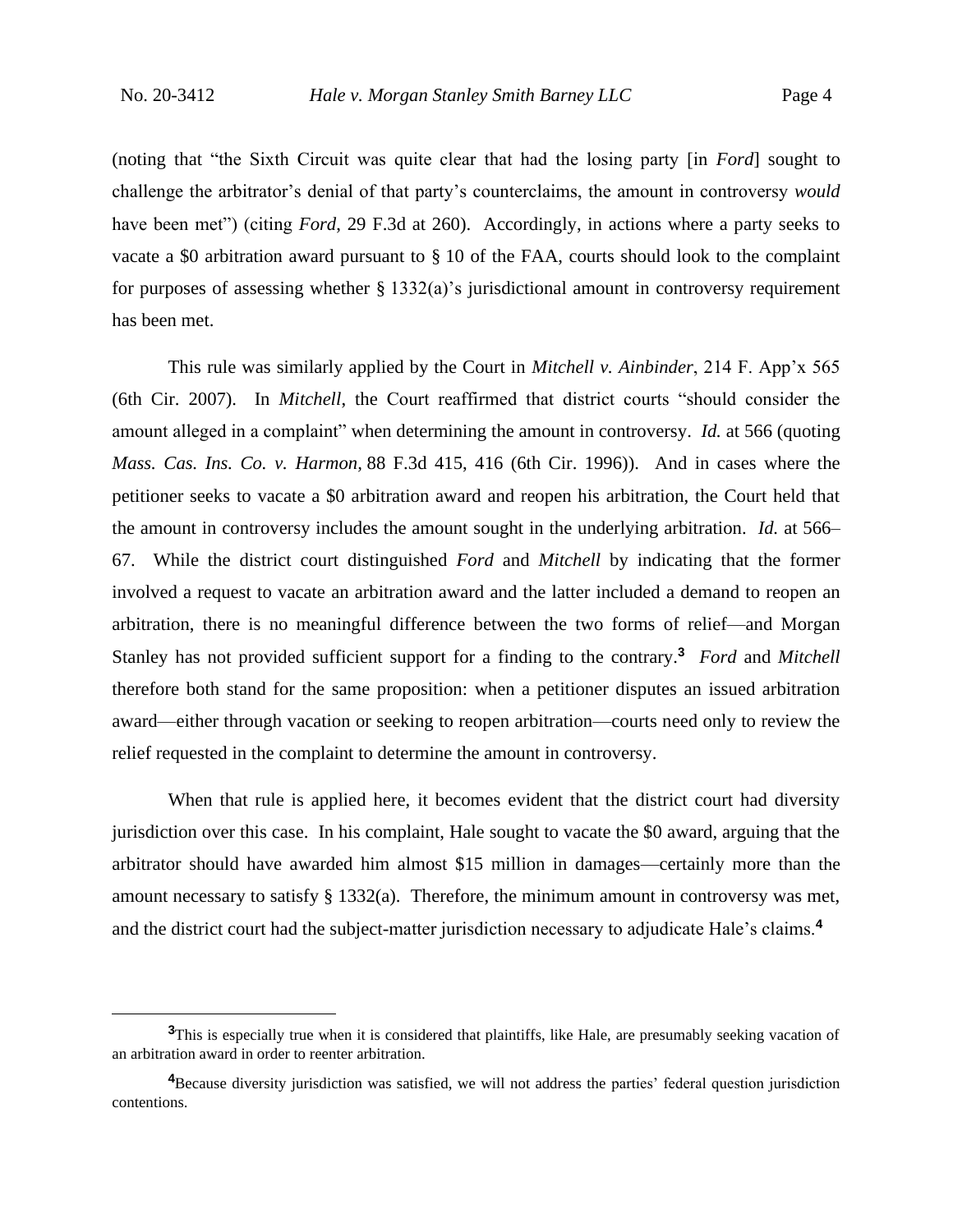(noting that "the Sixth Circuit was quite clear that had the losing party [in *Ford*] sought to challenge the arbitrator's denial of that party's counterclaims, the amount in controversy *would* have been met") (citing *Ford*, 29 F.3d at 260). Accordingly, in actions where a party seeks to vacate a $0 arbitration award pursuant to § 10 of the FAA, courts should look to the complaint for purposes of assessing whether § 1332(a)'s jurisdictional amount in controversy requirement has been met.

This rule was similarly applied by the Court in *Mitchell v. Ainbinder*, 214 F. App'x 565 (6th Cir. 2007). In *Mitchell*, the Court reaffirmed that district courts "should consider the amount alleged in a complaint" when determining the amount in controversy. *Id.* at 566 (quoting *Mass. Cas. Ins. Co. v. Harmon*, 88 F.3d 415, 416 (6th Cir. 1996)). And in cases where the petitioner seeks to vacate a $0 arbitration award and reopen his arbitration, the Court held that the amount in controversy includes the amount sought in the underlying arbitration. *Id.* at 566–67. While the district court distinguished *Ford* and *Mitchell* by indicating that the former involved a request to vacate an arbitration award and the latter included a demand to reopen an arbitration, there is no meaningful difference between the two forms of relief—and Morgan Stanley has not provided sufficient support for a finding to the contrary.[3] *Ford* and *Mitchell* therefore both stand for the same proposition: when a petitioner disputes an issued arbitration award—either through vacation or seeking to reopen arbitration—courts need only to review the relief requested in the complaint to determine the amount in controversy.

When that rule is applied here, it becomes evident that the district court had diversity jurisdiction over this case. In his complaint, Hale sought to vacate the $0 award, arguing that the arbitrator should have awarded him almost $15 million in damages—certainly more than the amount necessary to satisfy § 1332(a). Therefore, the minimum amount in controversy was met, and the district court had the subject-matter jurisdiction necessary to adjudicate Hale's claims.[4]

---

[3] This is especially true when it is considered that plaintiffs, like Hale, are presumably seeking vacation of an arbitration award in order to reenter arbitration.

[4] Because diversity jurisdiction was satisfied, we will not address the parties' federal question jurisdiction contentions.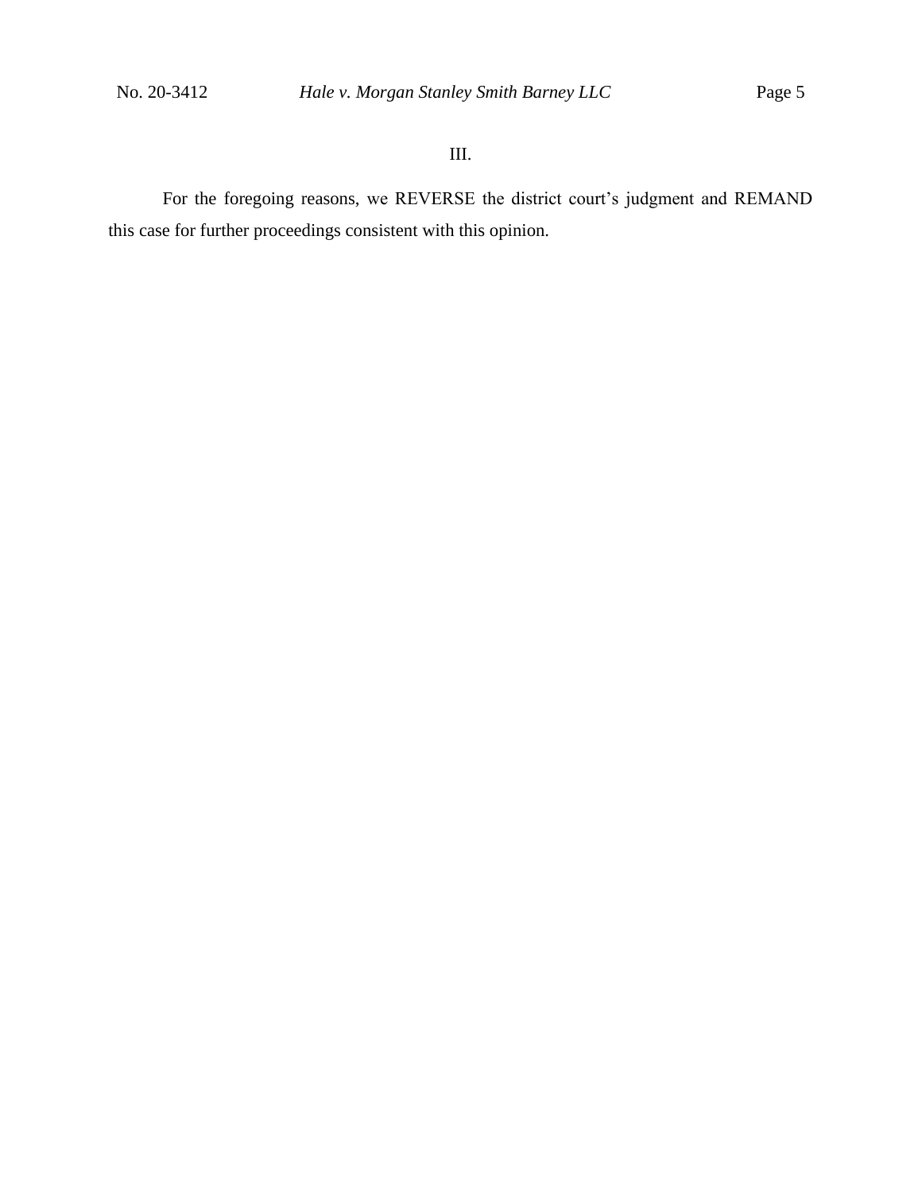## III.

For the foregoing reasons, we REVERSE the district court's judgment and REMAND this case for further proceedings consistent with this opinion.